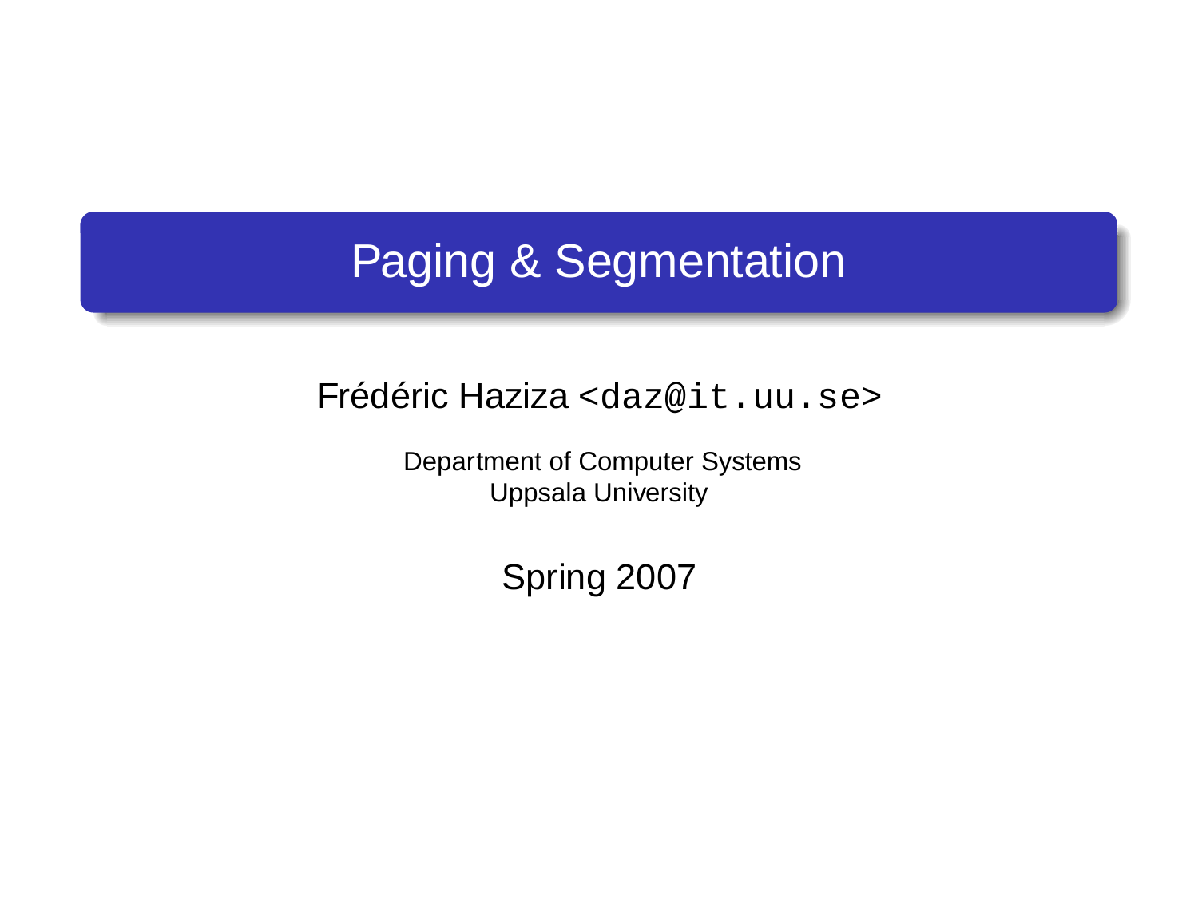# Paging & Segmentation

Frédéric Haziza <daz@it.uu.se>

Department of Computer Systems
Uppsala University

Spring 2007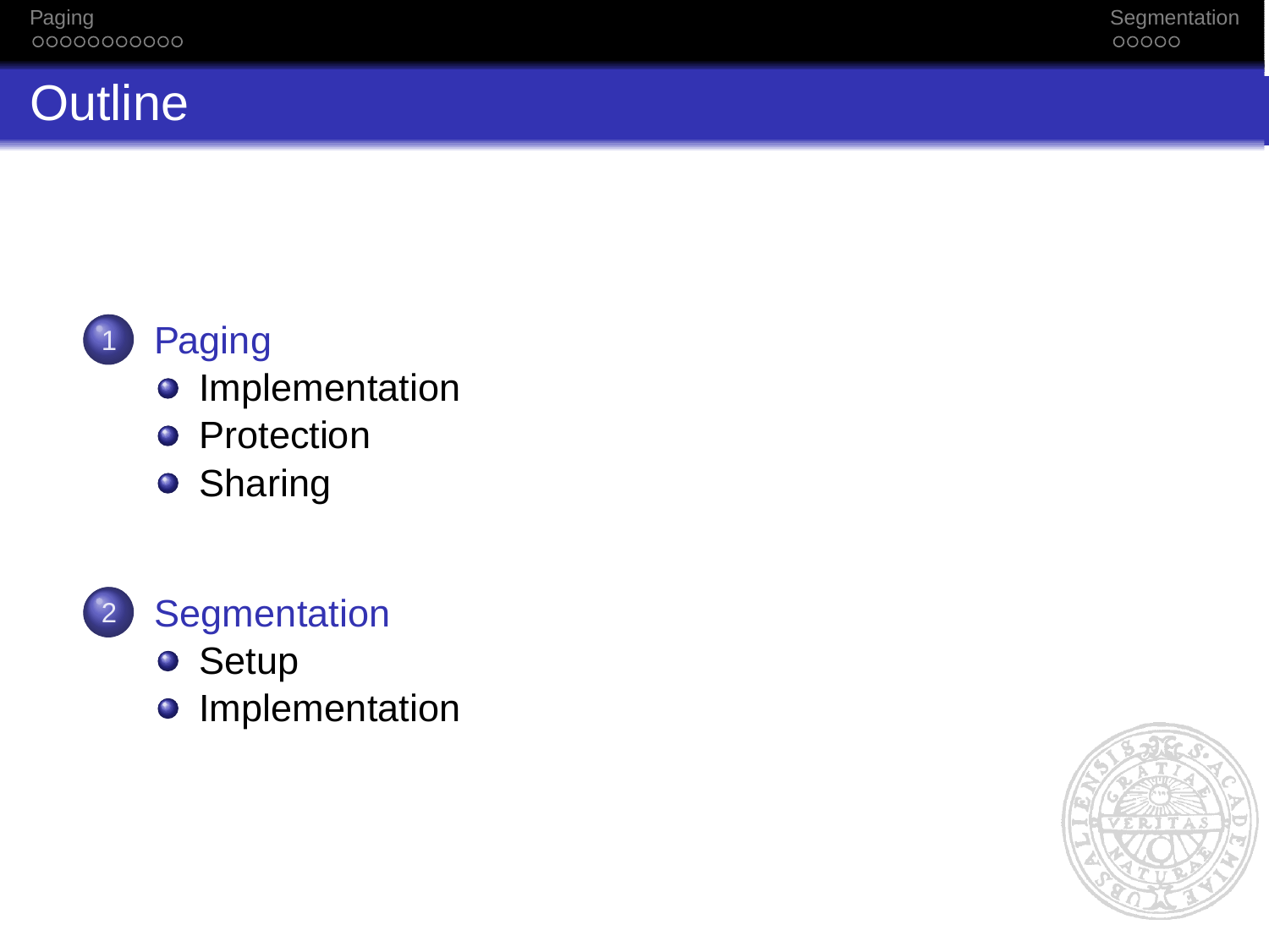# Outline

1. Paging
   - Implementation
   - Protection
   - Sharing

2. Segmentation
   - Setup
   - Implementation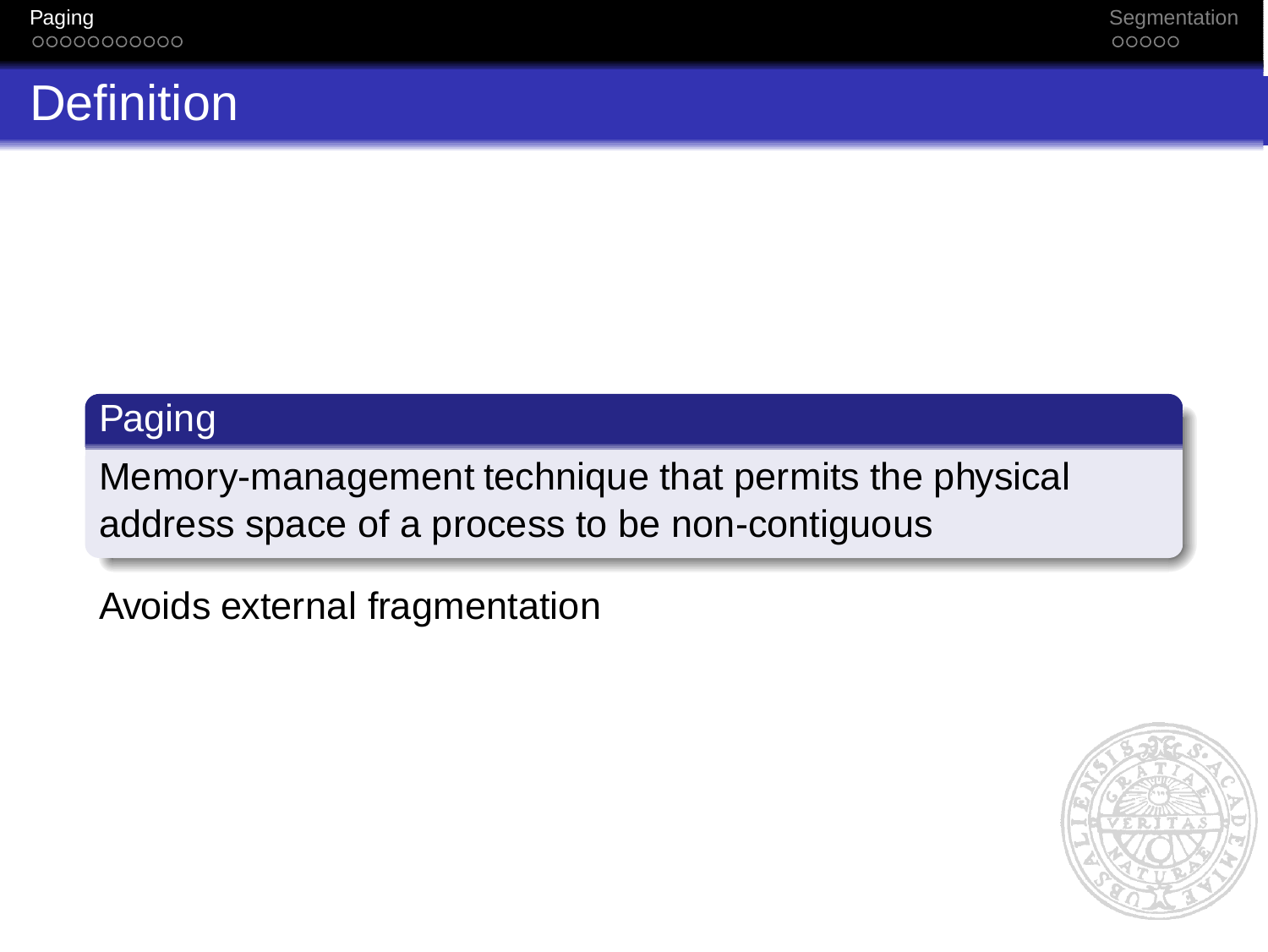# Definition

**Paging**

Memory-management technique that permits the physical address space of a process to be non-contiguous

Avoids external fragmentation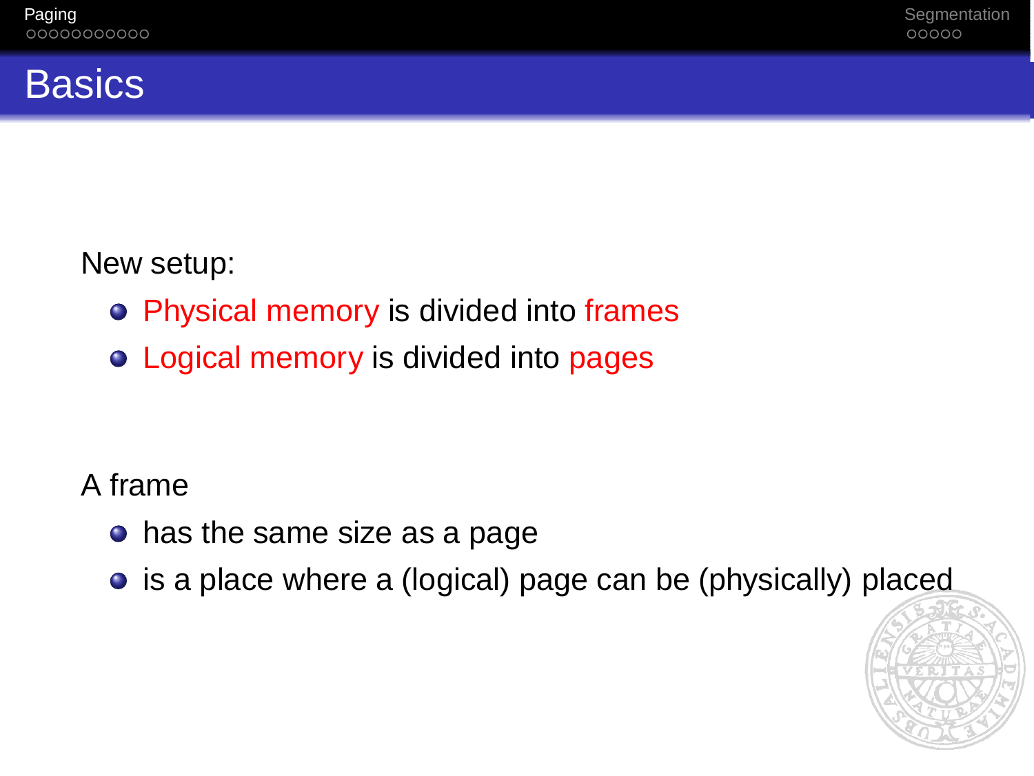# Basics

New setup:

- Physical memory is divided into frames
- Logical memory is divided into pages

A frame

- has the same size as a page
- is a place where a (logical) page can be (physically) placed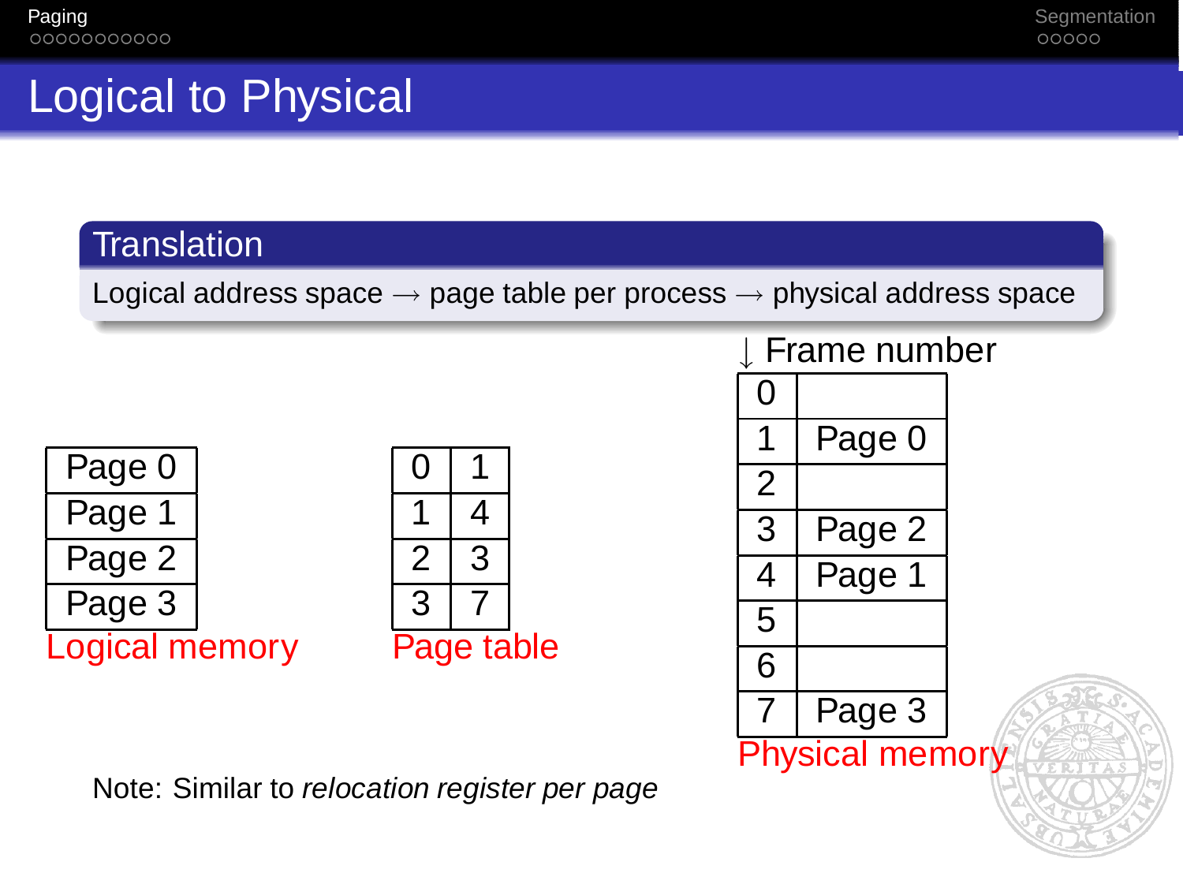# Logical to Physical

## Translation

Logical address space → page table per process → physical address space

**Logical memory**

| Page 0 |
|---|
| Page 1 |
| Page 2 |
| Page 3 |

**Page table**

| | |
|---|---|
| 0 | 1 |
| 1 | 4 |
| 2 | 3 |
| 3 | 7 |

**Physical memory**

| ↓ Frame number | |
|---|---|
| 0 | |
| 1 | Page 0 |
| 2 | |
| 3 | Page 2 |
| 4 | Page 1 |
| 5 | |
| 6 | |
| 7 | Page 3 |

Note: Similar to *relocation register per page*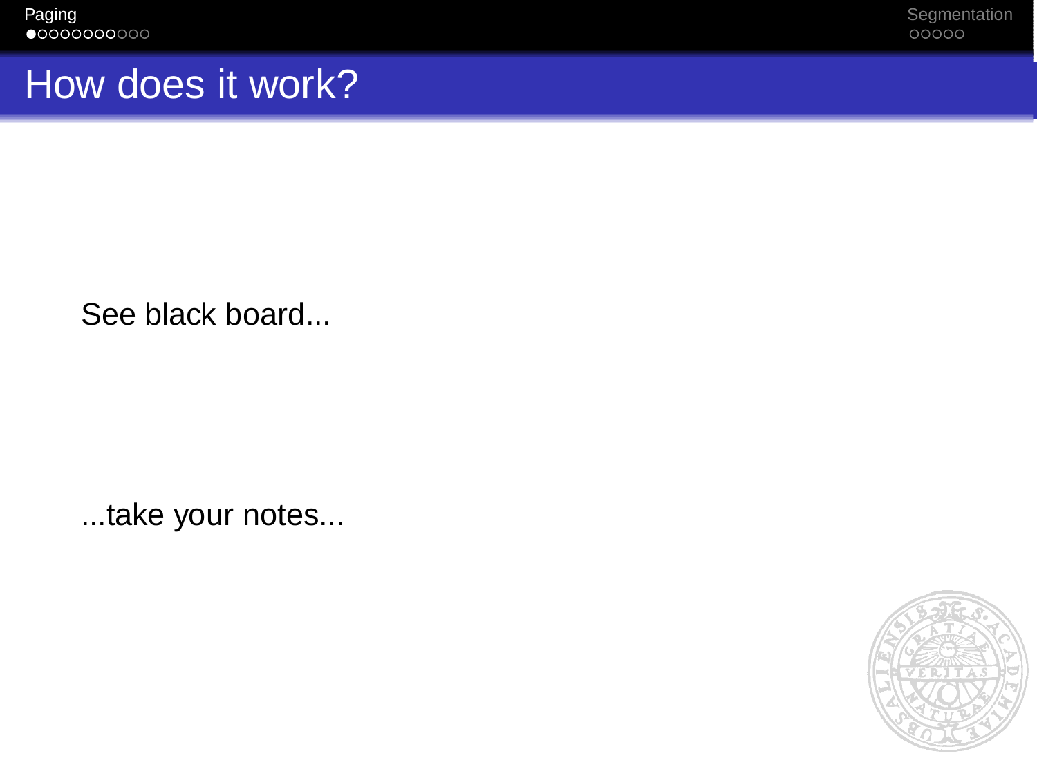# How does it work?

See black board...

...take your notes...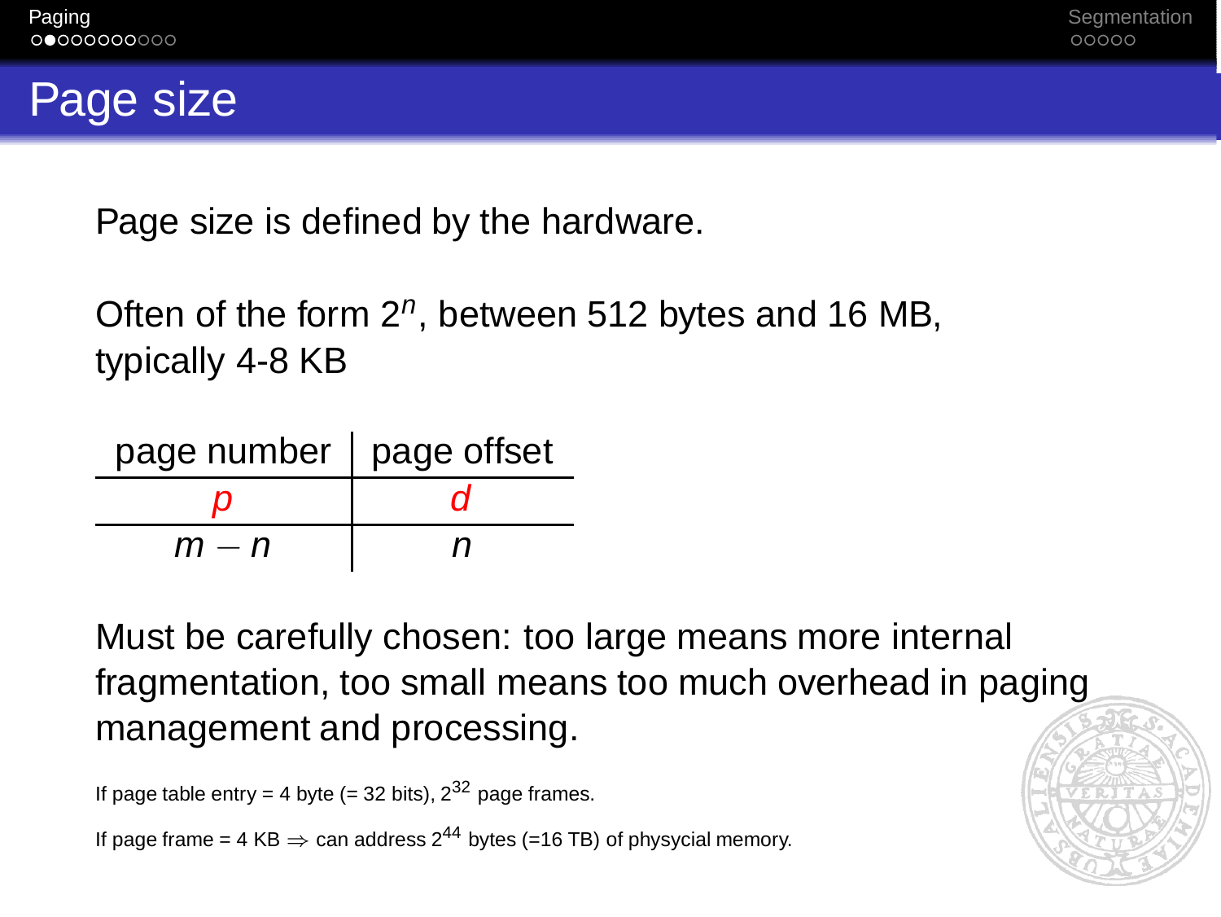# Page size

Page size is defined by the hardware.

Often of the form $2^n$, between 512 bytes and 16 MB, typically 4-8 KB

| page number | page offset |
|---|---|
| $p$ | $d$ |
| $m - n$ | $n$ |

Must be carefully chosen: too large means more internal fragmentation, too small means too much overhead in paging management and processing.

If page table entry = 4 byte (= 32 bits), $2^{32}$ page frames.

If page frame = 4 KB $\Rightarrow$ can address $2^{44}$ bytes (=16 TB) of physycial memory.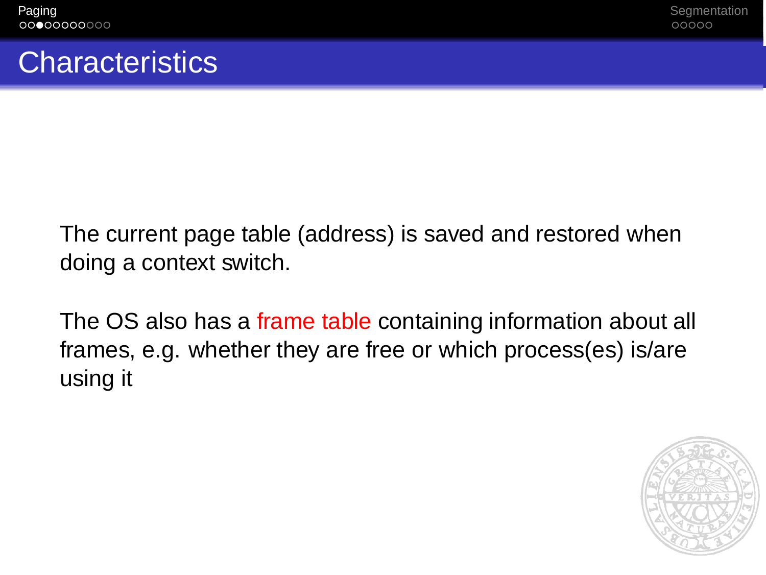# Characteristics

The current page table (address) is saved and restored when doing a context switch.

The OS also has a frame table containing information about all frames, e.g. whether they are free or which process(es) is/are using it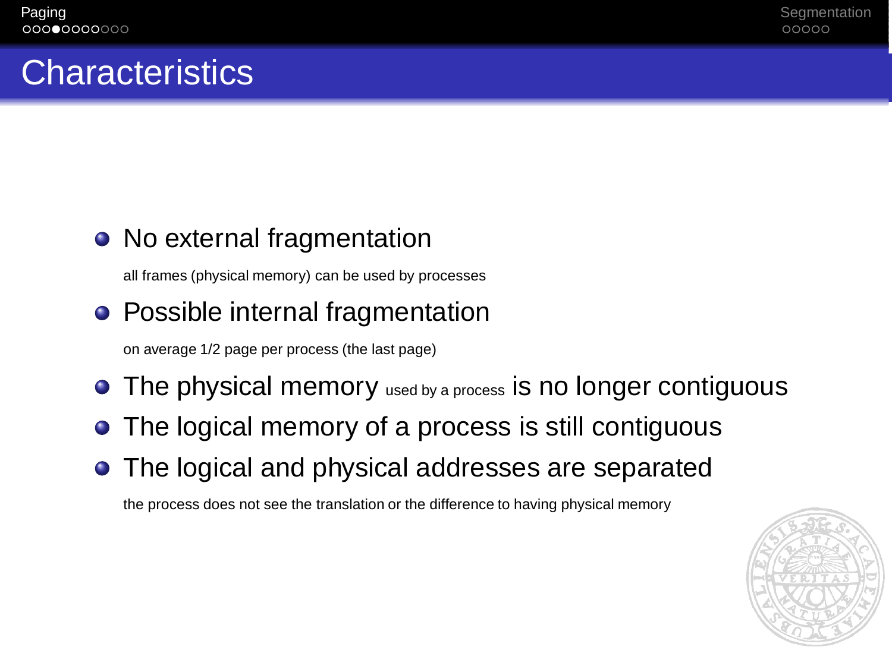# Characteristics

- No external fragmentation

  all frames (physical memory) can be used by processes

- Possible internal fragmentation

  on average 1/2 page per process (the last page)

- The physical memory used by a process is no longer contiguous
- The logical memory of a process is still contiguous
- The logical and physical addresses are separated

  the process does not see the translation or the difference to having physical memory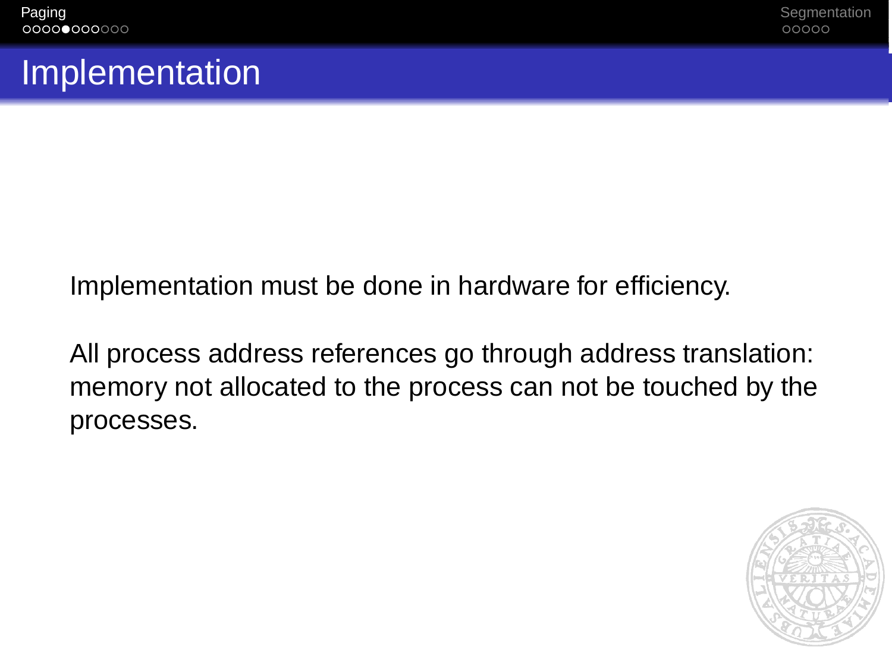# Implementation

Implementation must be done in hardware for efficiency.

All process address references go through address translation: memory not allocated to the process can not be touched by the processes.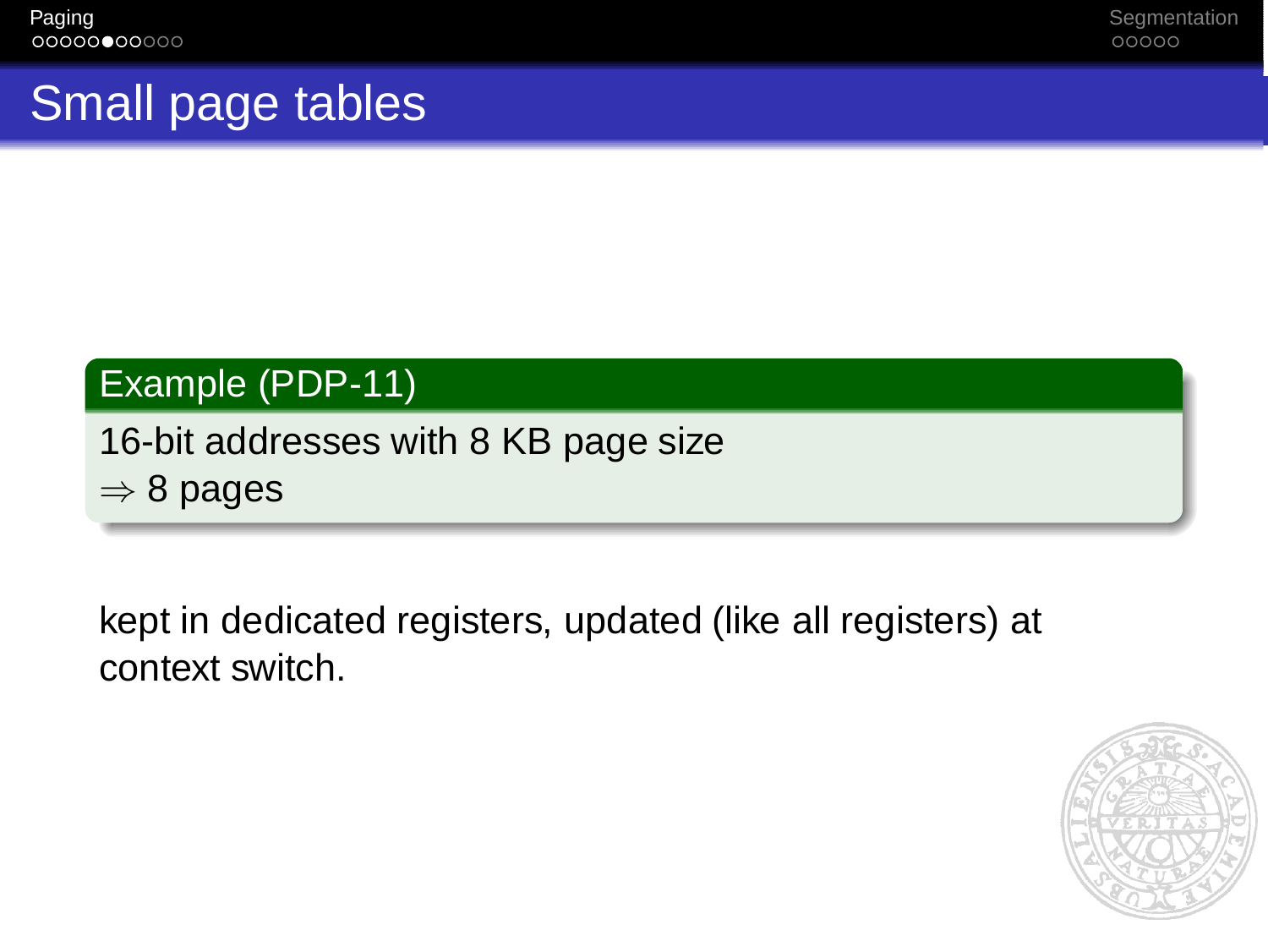# Small page tables

**Example (PDP-11)**

16-bit addresses with 8 KB page size
$\Rightarrow$ 8 pages

kept in dedicated registers, updated (like all registers) at context switch.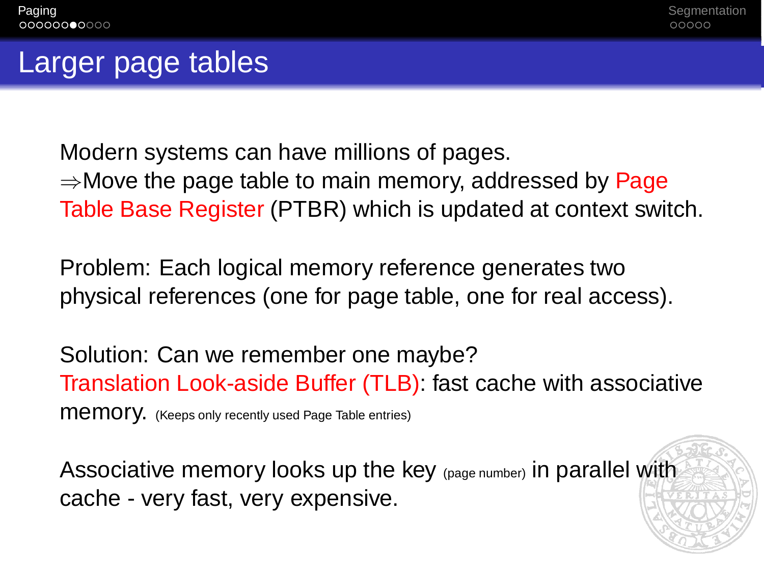# Larger page tables

Modern systems can have millions of pages.
$\Rightarrow$Move the page table to main memory, addressed by Page Table Base Register (PTBR) which is updated at context switch.

Problem: Each logical memory reference generates two physical references (one for page table, one for real access).

Solution: Can we remember one maybe?
Translation Look-aside Buffer (TLB): fast cache with associative memory. (Keeps only recently used Page Table entries)

Associative memory looks up the key (page number) in parallel with cache - very fast, very expensive.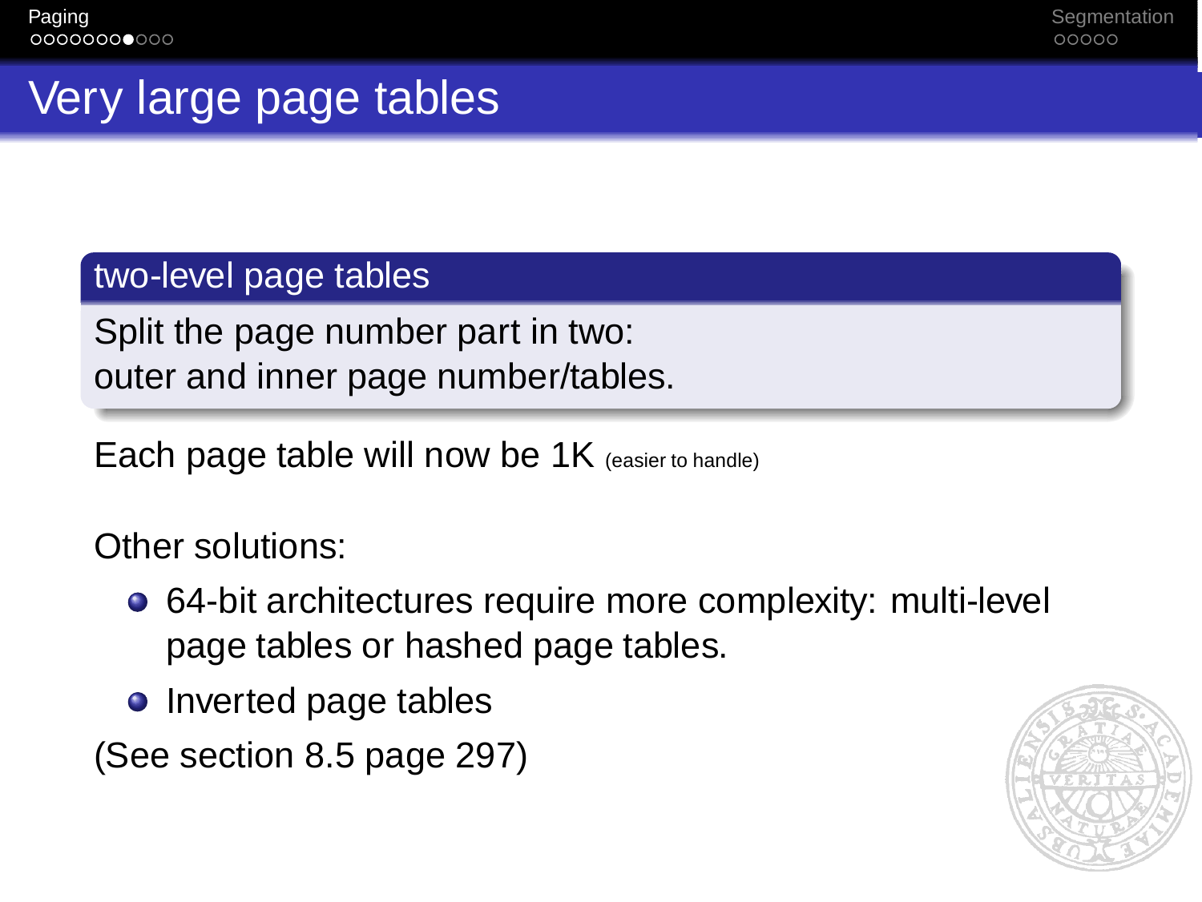# Very large page tables

### two-level page tables

Split the page number part in two:
outer and inner page number/tables.

Each page table will now be 1K (easier to handle)

Other solutions:

- 64-bit architectures require more complexity: multi-level page tables or hashed page tables.
- Inverted page tables

(See section 8.5 page 297)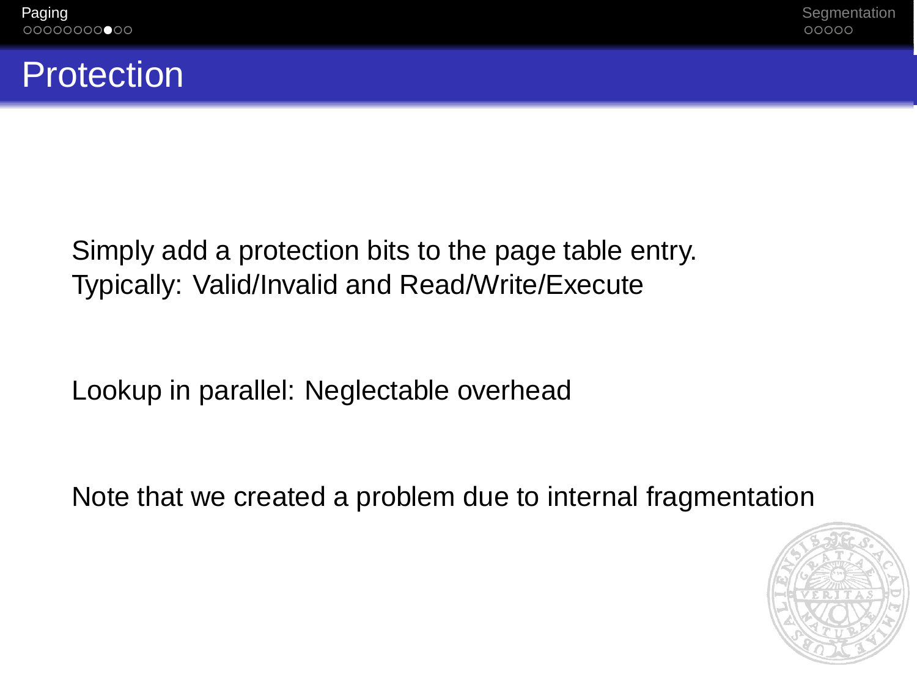# Protection

Simply add a protection bits to the page table entry.
Typically: Valid/Invalid and Read/Write/Execute

Lookup in parallel: Neglectable overhead

Note that we created a problem due to internal fragmentation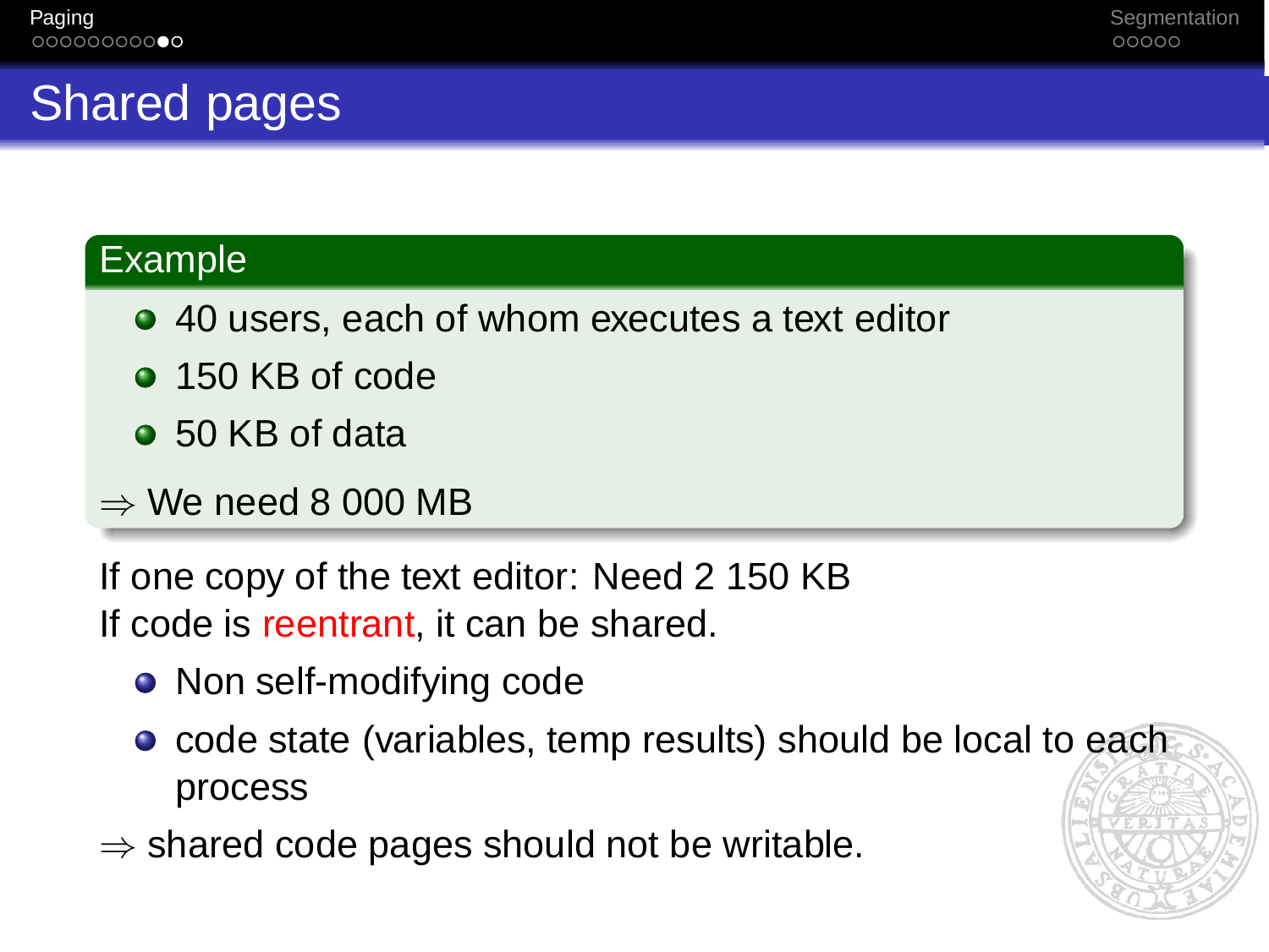# Shared pages

**Example**

- 40 users, each of whom executes a text editor
- 150 KB of code
- 50 KB of data

$\Rightarrow$ We need 8 000 MB

If one copy of the text editor: Need 2 150 KB
If code is reentrant, it can be shared.

- Non self-modifying code
- code state (variables, temp results) should be local to each process

$\Rightarrow$ shared code pages should not be writable.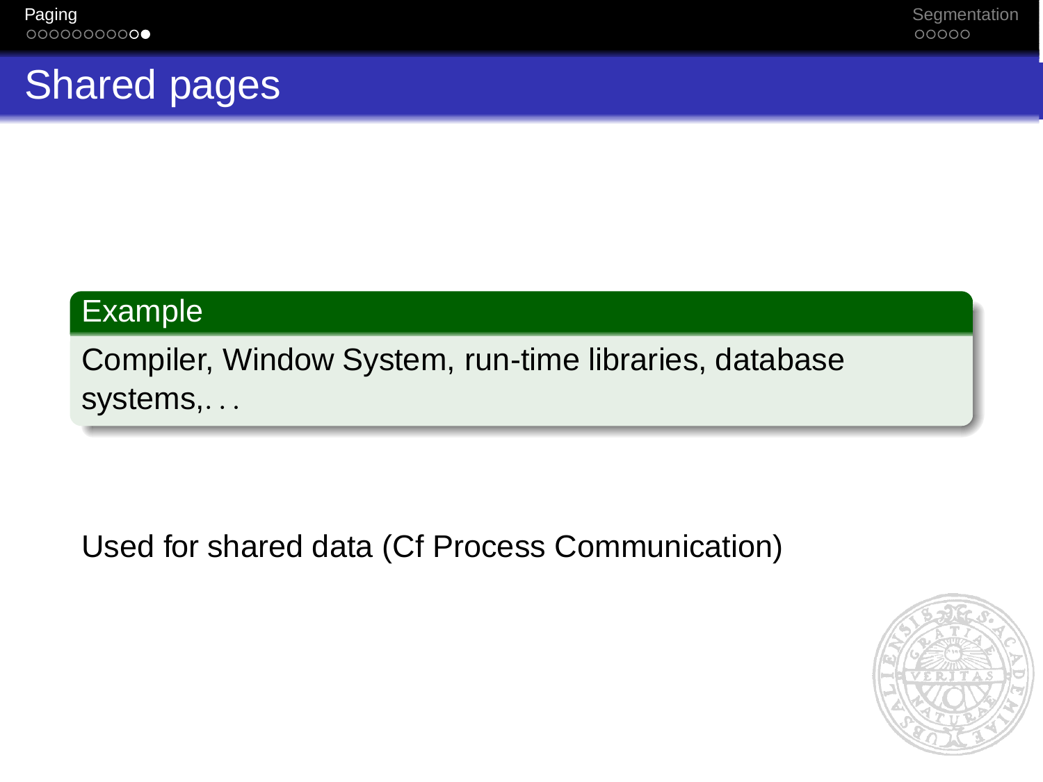# Shared pages

**Example**

Compiler, Window System, run-time libraries, database systems,. . .

Used for shared data (Cf Process Communication)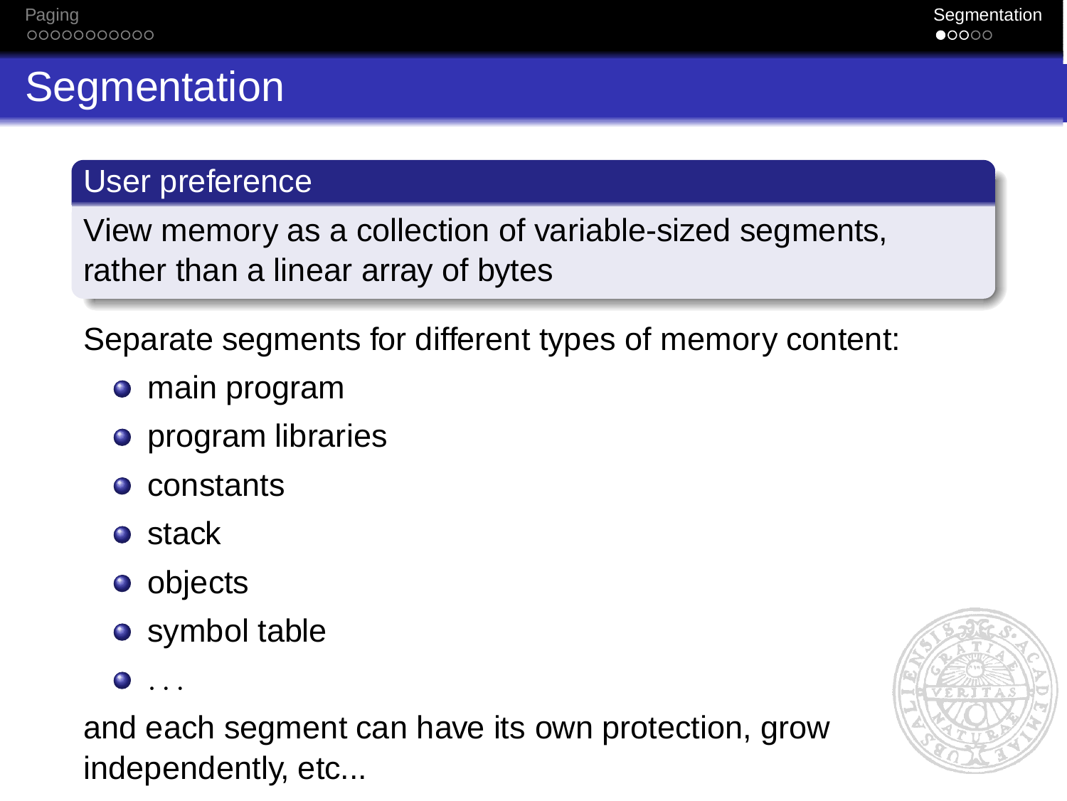# Segmentation

**User preference**

View memory as a collection of variable-sized segments, rather than a linear array of bytes

Separate segments for different types of memory content:

- main program
- program libraries
- constants
- stack
- objects
- symbol table
- ...

and each segment can have its own protection, grow independently, etc...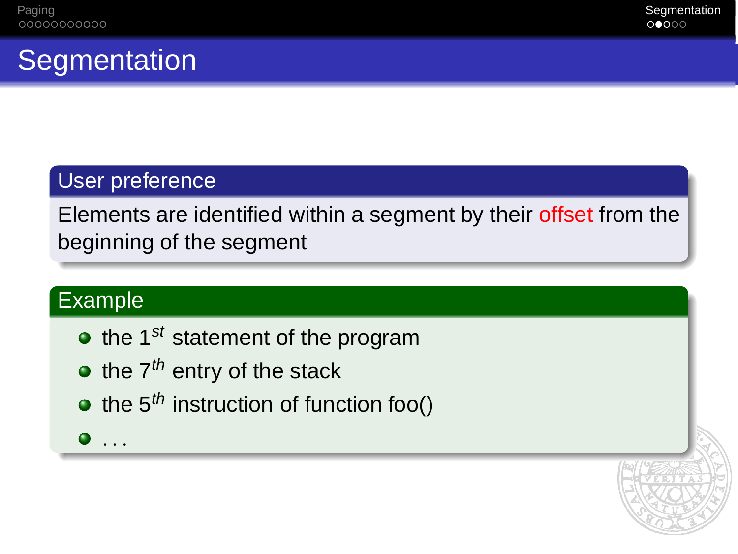# Segmentation

## User preference

Elements are identified within a segment by their offset from the beginning of the segment

## Example

- the $1^{st}$ statement of the program
- the $7^{th}$ entry of the stack
- the $5^{th}$ instruction of function foo()
- ...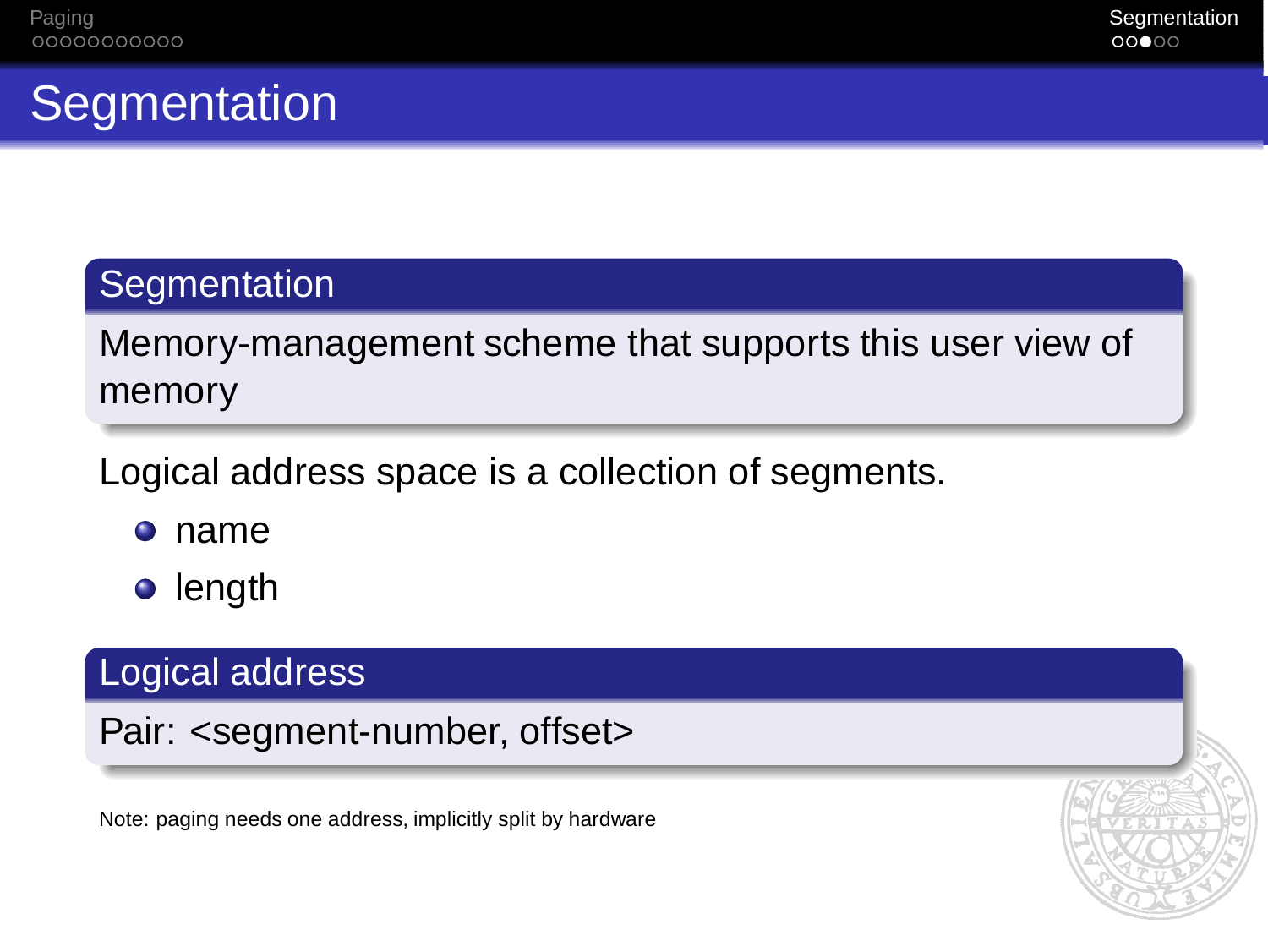# Segmentation

## Segmentation

Memory-management scheme that supports this user view of memory

Logical address space is a collection of segments.

- name
- length

## Logical address

Pair: <segment-number, offset>

Note: paging needs one address, implicitly split by hardware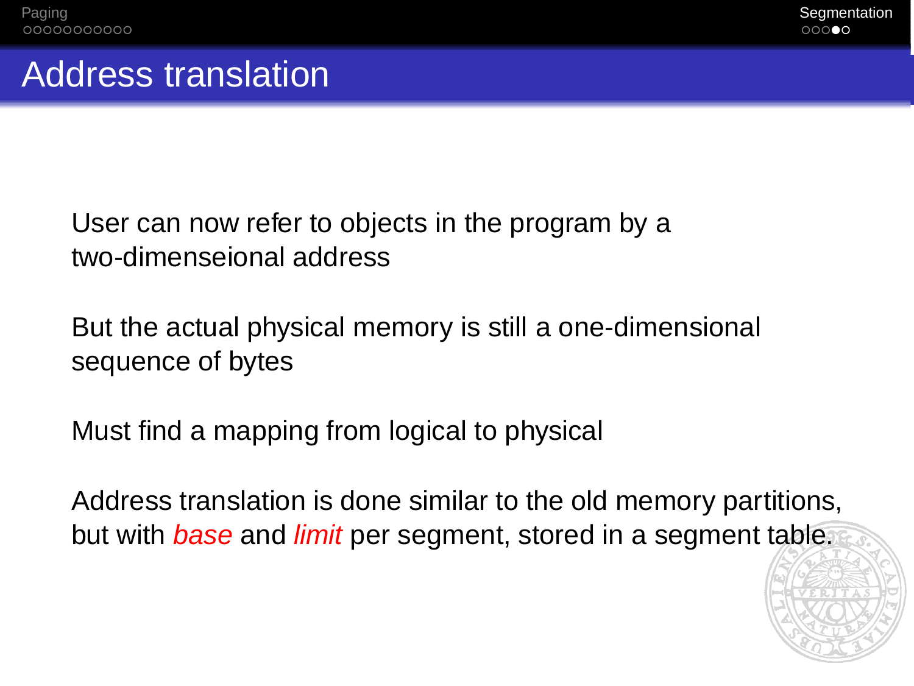# Address translation

User can now refer to objects in the program by a two-dimenseional address

But the actual physical memory is still a one-dimensional sequence of bytes

Must find a mapping from logical to physical

Address translation is done similar to the old memory partitions, but with *base* and *limit* per segment, stored in a segment table.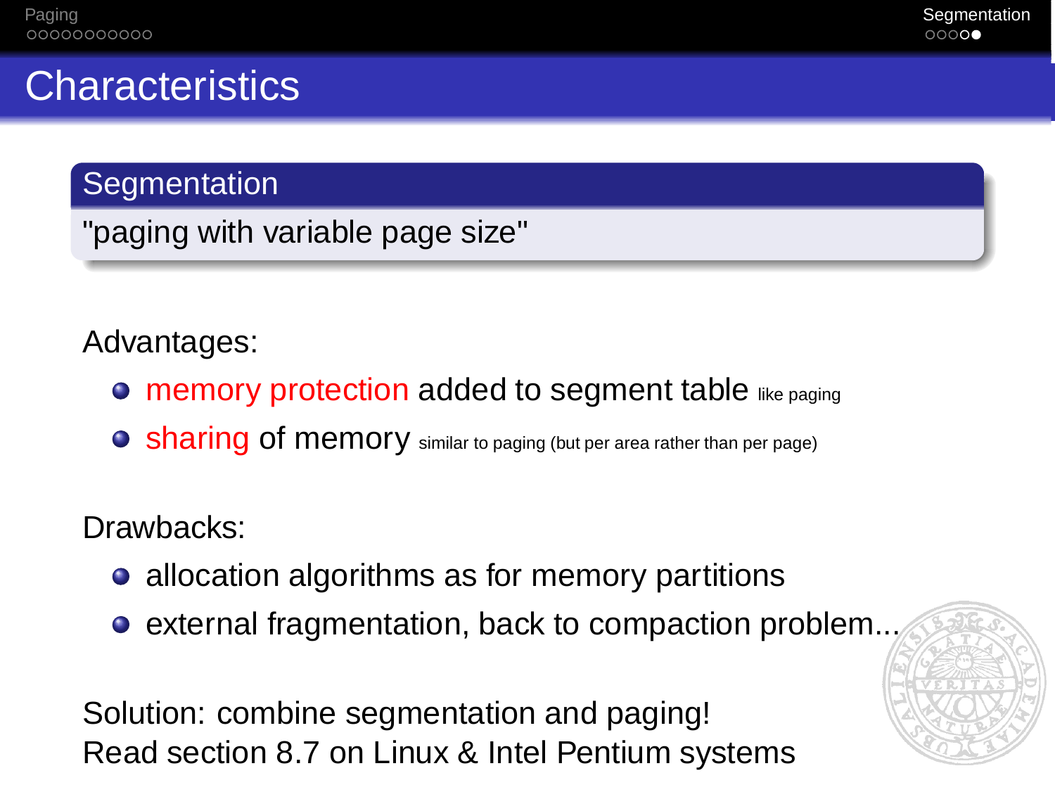# Characteristics

**Segmentation**

"paging with variable page size"

Advantages:

- memory protection added to segment table like paging
- sharing of memory similar to paging (but per area rather than per page)

Drawbacks:

- allocation algorithms as for memory partitions
- external fragmentation, back to compaction problem...

Solution: combine segmentation and paging!
Read section 8.7 on Linux & Intel Pentium systems